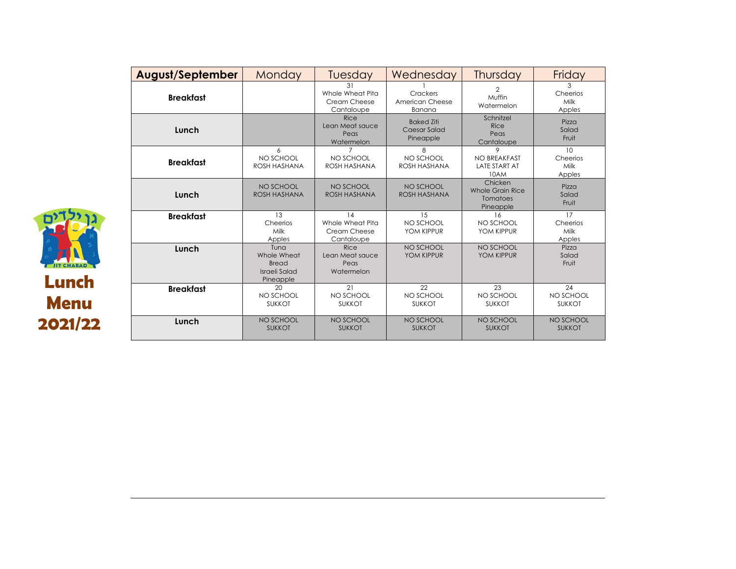# Lunch Menu 2021/22

| August/September | Monday | Tuesday | Wednesday | Thursday | Friday |
|---|---|---|---|---|---|
| **Breakfast** | | 31<br>Whole Wheat Pita<br>Cream Cheese<br>Cantaloupe | 1<br>Crackers<br>American Cheese<br>Banana | 2<br>Muffin<br>Watermelon | 3<br>Cheerios<br>Milk<br>Apples |
| **Lunch** | | Rice<br>Lean Meat sauce<br>Peas<br>Watermelon | Baked Ziti<br>Caesar Salad<br>Pineapple | Schnitzel<br>Rice<br>Peas<br>Cantaloupe | Pizza<br>Salad<br>Fruit |
| **Breakfast** | 6<br>NO SCHOOL<br>ROSH HASHANA | 7<br>NO SCHOOL<br>ROSH HASHANA | 8<br>NO SCHOOL<br>ROSH HASHANA | 9<br>NO BREAKFAST<br>LATE START AT<br>10AM | 10<br>Cheerios<br>Milk<br>Apples |
| **Lunch** | NO SCHOOL<br>ROSH HASHANA | NO SCHOOL<br>ROSH HASHANA | NO SCHOOL<br>ROSH HASHANA | Chicken<br>Whole Grain Rice<br>Tomatoes<br>Pineapple | Pizza<br>Salad<br>Fruit |
| **Breakfast** | 13<br>Cheerios<br>Milk<br>Apples | 14<br>Whole Wheat Pita<br>Cream Cheese<br>Cantaloupe | 15<br>NO SCHOOL<br>YOM KIPPUR | 16<br>NO SCHOOL<br>YOM KIPPUR | 17<br>Cheerios<br>Milk<br>Apples |
| **Lunch** | Tuna<br>Whole Wheat<br>Bread<br>Israeli Salad<br>Pineapple | Rice<br>Lean Meat sauce<br>Peas<br>Watermelon | NO SCHOOL<br>YOM KIPPUR | NO SCHOOL<br>YOM KIPPUR | Pizza<br>Salad<br>Fruit |
| **Breakfast** | 20<br>NO SCHOOL<br>SUKKOT | 21<br>NO SCHOOL<br>SUKKOT | 22<br>NO SCHOOL<br>SUKKOT | 23<br>NO SCHOOL<br>SUKKOT | 24<br>NO SCHOOL<br>SUKKOT |
| **Lunch** | NO SCHOOL<br>SUKKOT | NO SCHOOL<br>SUKKOT | NO SCHOOL<br>SUKKOT | NO SCHOOL<br>SUKKOT | NO SCHOOL<br>SUKKOT |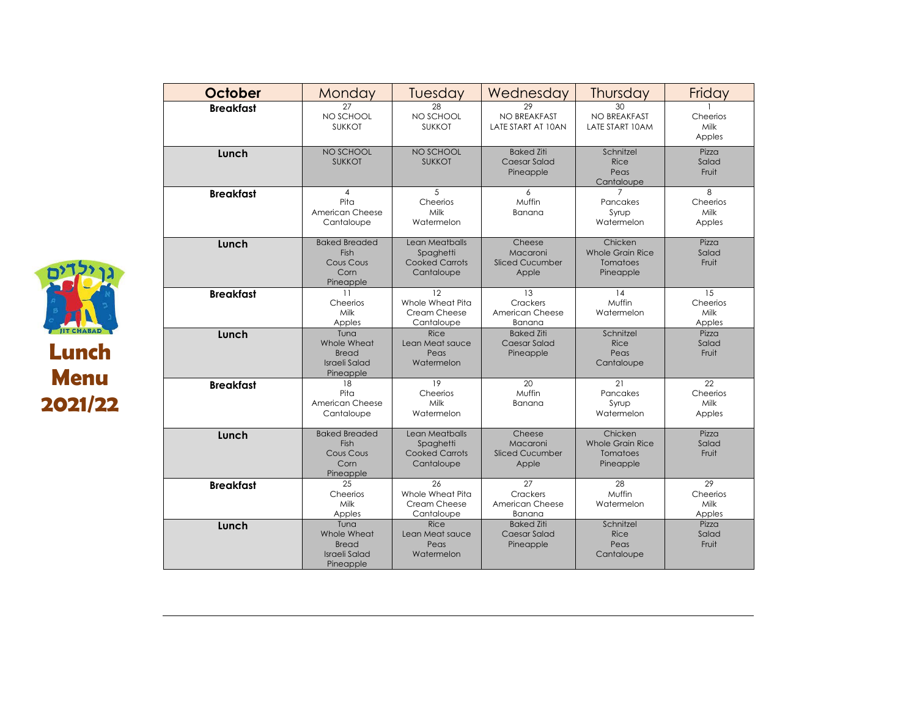גן ילדים

JIT CHABAD

# Lunch Menu 2021/22

| October | Monday | Tuesday | Wednesday | Thursday | Friday |
|---|---|---|---|---|---|
| **Breakfast** | 27<br>NO SCHOOL<br>SUKKOT | 28<br>NO SCHOOL<br>SUKKOT | 29<br>NO BREAKFAST<br>LATE START AT 10AN | 30<br>NO BREAKFAST<br>LATE START 10AM | 1<br>Cheerios<br>Milk<br>Apples |
| **Lunch** | NO SCHOOL<br>SUKKOT | NO SCHOOL<br>SUKKOT | Baked Ziti<br>Caesar Salad<br>Pineapple | Schnitzel<br>Rice<br>Peas<br>Cantaloupe | Pizza<br>Salad<br>Fruit |
| **Breakfast** | 4<br>Pita<br>American Cheese<br>Cantaloupe | 5<br>Cheerios<br>Milk<br>Watermelon | 6<br>Muffin<br>Banana | 7<br>Pancakes<br>Syrup<br>Watermelon | 8<br>Cheerios<br>Milk<br>Apples |
| **Lunch** | Baked Breaded<br>Fish<br>Cous Cous<br>Corn<br>Pineapple | Lean Meatballs<br>Spaghetti<br>Cooked Carrots<br>Cantaloupe | Cheese<br>Macaroni<br>Sliced Cucumber<br>Apple | Chicken<br>Whole Grain Rice<br>Tomatoes<br>Pineapple | Pizza<br>Salad<br>Fruit |
| **Breakfast** | 11<br>Cheerios<br>Milk<br>Apples | 12<br>Whole Wheat Pita<br>Cream Cheese<br>Cantaloupe | 13<br>Crackers<br>American Cheese<br>Banana | 14<br>Muffin<br>Watermelon | 15<br>Cheerios<br>Milk<br>Apples |
| **Lunch** | Tuna<br>Whole Wheat<br>Bread<br>Israeli Salad<br>Pineapple | Rice<br>Lean Meat sauce<br>Peas<br>Watermelon | Baked Ziti<br>Caesar Salad<br>Pineapple | Schnitzel<br>Rice<br>Peas<br>Cantaloupe | Pizza<br>Salad<br>Fruit |
| **Breakfast** | 18<br>Pita<br>American Cheese<br>Cantaloupe | 19<br>Cheerios<br>Milk<br>Watermelon | 20<br>Muffin<br>Banana | 21<br>Pancakes<br>Syrup<br>Watermelon | 22<br>Cheerios<br>Milk<br>Apples |
| **Lunch** | Baked Breaded<br>Fish<br>Cous Cous<br>Corn<br>Pineapple | Lean Meatballs<br>Spaghetti<br>Cooked Carrots<br>Cantaloupe | Cheese<br>Macaroni<br>Sliced Cucumber<br>Apple | Chicken<br>Whole Grain Rice<br>Tomatoes<br>Pineapple | Pizza<br>Salad<br>Fruit |
| **Breakfast** | 25<br>Cheerios<br>Milk<br>Apples | 26<br>Whole Wheat Pita<br>Cream Cheese<br>Cantaloupe | 27<br>Crackers<br>American Cheese<br>Banana | 28<br>Muffin<br>Watermelon | 29<br>Cheerios<br>Milk<br>Apples |
| **Lunch** | Tuna<br>Whole Wheat<br>Bread<br>Israeli Salad<br>Pineapple | Rice<br>Lean Meat sauce<br>Peas<br>Watermelon | Baked Ziti<br>Caesar Salad<br>Pineapple | Schnitzel<br>Rice<br>Peas<br>Cantaloupe | Pizza<br>Salad<br>Fruit |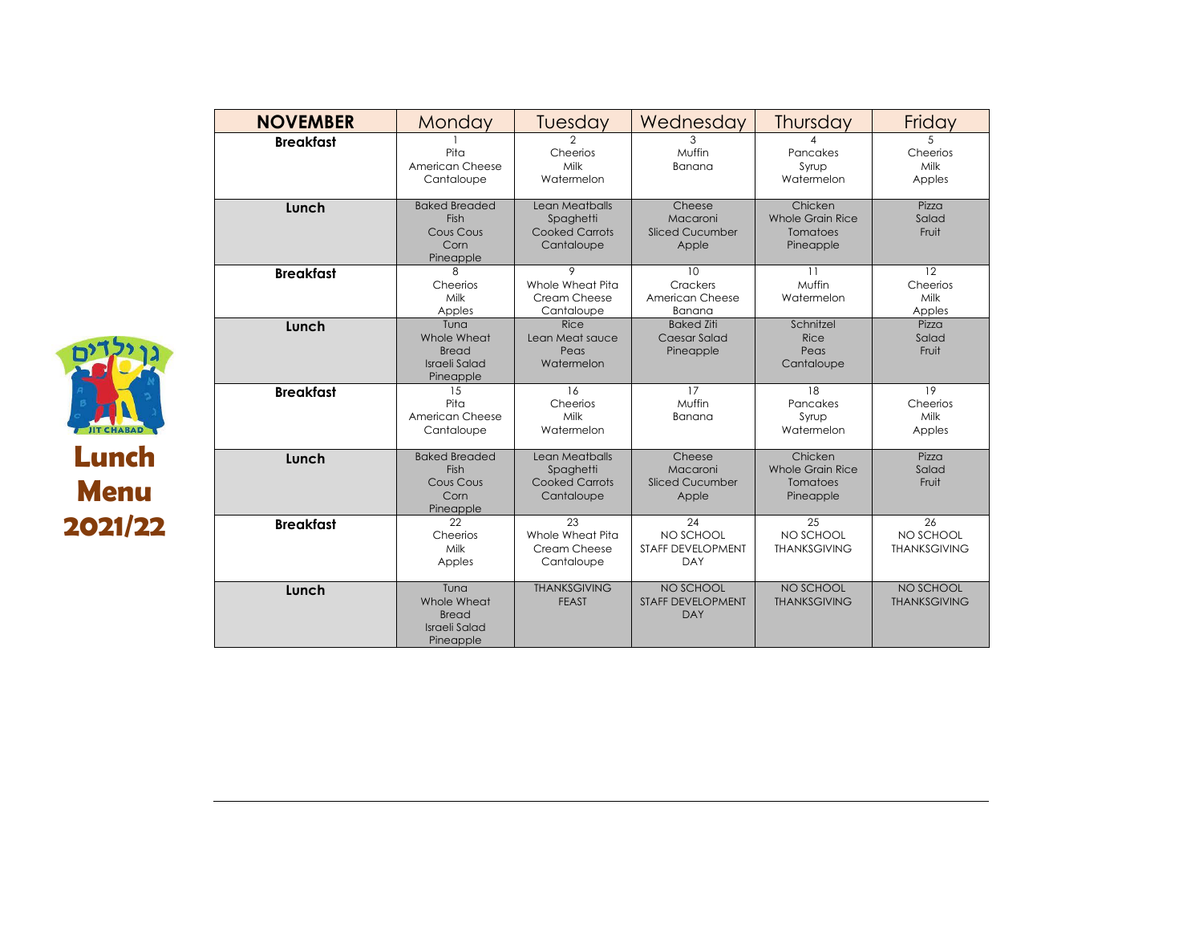גן ילדים

JIT CHABAD

# Lunch Menu 2021/22

| NOVEMBER | Monday | Tuesday | Wednesday | Thursday | Friday |
|---|---|---|---|---|---|
| **Breakfast** | 1<br>Pita<br>American Cheese<br>Cantaloupe | 2<br>Cheerios<br>Milk<br>Watermelon | 3<br>Muffin<br>Banana | 4<br>Pancakes<br>Syrup<br>Watermelon | 5<br>Cheerios<br>Milk<br>Apples |
| **Lunch** | Baked Breaded Fish<br>Cous Cous<br>Corn<br>Pineapple | Lean Meatballs<br>Spaghetti<br>Cooked Carrots<br>Cantaloupe | Cheese<br>Macaroni<br>Sliced Cucumber<br>Apple | Chicken<br>Whole Grain Rice<br>Tomatoes<br>Pineapple | Pizza<br>Salad<br>Fruit |
| **Breakfast** | 8<br>Cheerios<br>Milk<br>Apples | 9<br>Whole Wheat Pita<br>Cream Cheese<br>Cantaloupe | 10<br>Crackers<br>American Cheese<br>Banana | 11<br>Muffin<br>Watermelon | 12<br>Cheerios<br>Milk<br>Apples |
| **Lunch** | Tuna<br>Whole Wheat Bread<br>Israeli Salad<br>Pineapple | Rice<br>Lean Meat sauce<br>Peas<br>Watermelon | Baked Ziti<br>Caesar Salad<br>Pineapple | Schnitzel<br>Rice<br>Peas<br>Cantaloupe | Pizza<br>Salad<br>Fruit |
| **Breakfast** | 15<br>Pita<br>American Cheese<br>Cantaloupe | 16<br>Cheerios<br>Milk<br>Watermelon | 17<br>Muffin<br>Banana | 18<br>Pancakes<br>Syrup<br>Watermelon | 19<br>Cheerios<br>Milk<br>Apples |
| **Lunch** | Baked Breaded Fish<br>Cous Cous<br>Corn<br>Pineapple | Lean Meatballs<br>Spaghetti<br>Cooked Carrots<br>Cantaloupe | Cheese<br>Macaroni<br>Sliced Cucumber<br>Apple | Chicken<br>Whole Grain Rice<br>Tomatoes<br>Pineapple | Pizza<br>Salad<br>Fruit |
| **Breakfast** | 22<br>Cheerios<br>Milk<br>Apples | 23<br>Whole Wheat Pita<br>Cream Cheese<br>Cantaloupe | 24<br>NO SCHOOL<br>STAFF DEVELOPMENT DAY | 25<br>NO SCHOOL<br>THANKSGIVING | 26<br>NO SCHOOL<br>THANKSGIVING |
| **Lunch** | Tuna<br>Whole Wheat Bread<br>Israeli Salad<br>Pineapple | THANKSGIVING FEAST | NO SCHOOL<br>STAFF DEVELOPMENT DAY | NO SCHOOL<br>THANKSGIVING | NO SCHOOL<br>THANKSGIVING |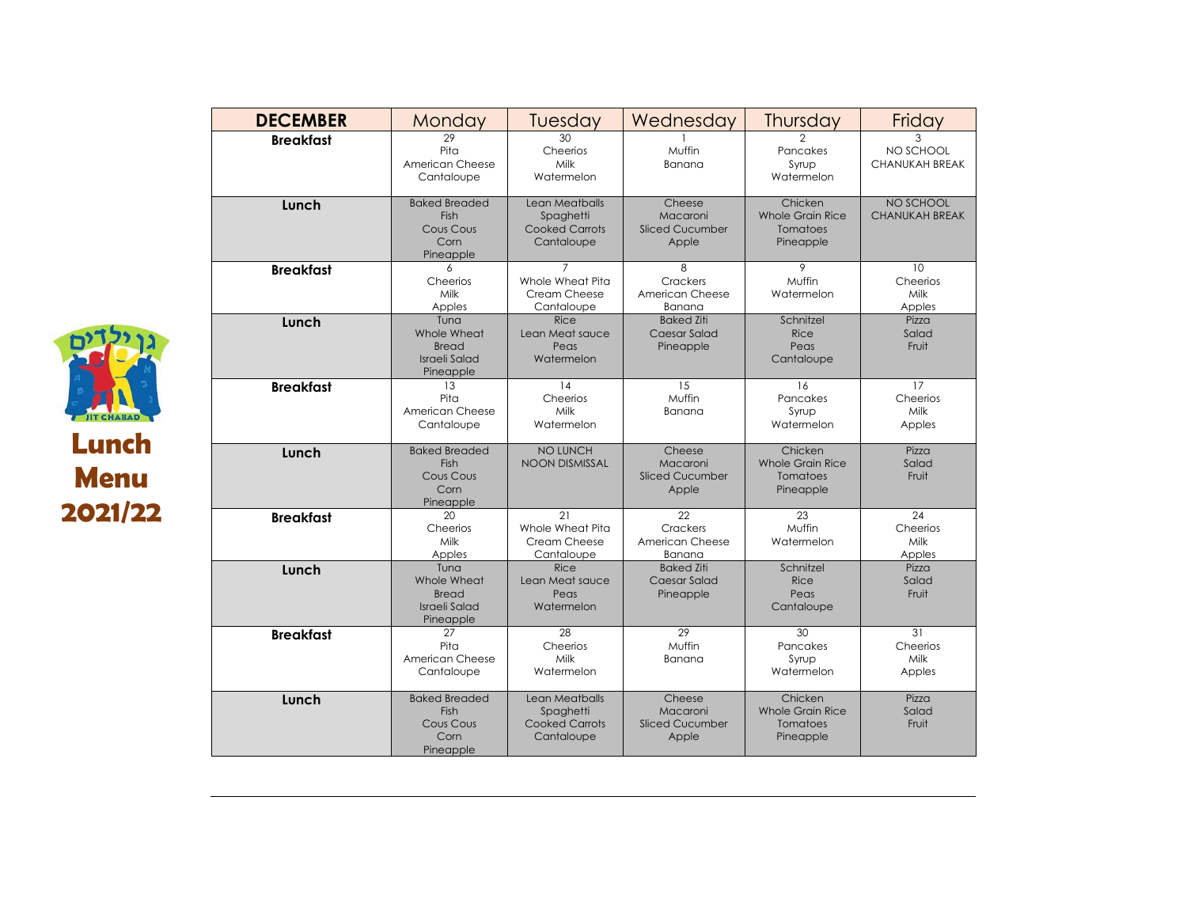# Lunch Menu 2021/22

| DECEMBER | Monday | Tuesday | Wednesday | Thursday | Friday |
|---|---|---|---|---|---|
| **Breakfast** | 29<br>Pita<br>American Cheese<br>Cantaloupe | 30<br>Cheerios<br>Milk<br>Watermelon | 1<br>Muffin<br>Banana | 2<br>Pancakes<br>Syrup<br>Watermelon | 3<br>NO SCHOOL<br>CHANUKAH BREAK |
| **Lunch** | Baked Breaded Fish<br>Cous Cous<br>Corn<br>Pineapple | Lean Meatballs<br>Spaghetti<br>Cooked Carrots<br>Cantaloupe | Cheese<br>Macaroni<br>Sliced Cucumber<br>Apple | Chicken<br>Whole Grain Rice<br>Tomatoes<br>Pineapple | NO SCHOOL<br>CHANUKAH BREAK |
| **Breakfast** | 6<br>Cheerios<br>Milk<br>Apples | 7<br>Whole Wheat Pita<br>Cream Cheese<br>Cantaloupe | 8<br>Crackers<br>American Cheese<br>Banana | 9<br>Muffin<br>Watermelon | 10<br>Cheerios<br>Milk<br>Apples |
| **Lunch** | Tuna<br>Whole Wheat Bread<br>Israeli Salad<br>Pineapple | Rice<br>Lean Meat sauce<br>Peas<br>Watermelon | Baked Ziti<br>Caesar Salad<br>Pineapple | Schnitzel<br>Rice<br>Peas<br>Cantaloupe | Pizza<br>Salad<br>Fruit |
| **Breakfast** | 13<br>Pita<br>American Cheese<br>Cantaloupe | 14<br>Cheerios<br>Milk<br>Watermelon | 15<br>Muffin<br>Banana | 16<br>Pancakes<br>Syrup<br>Watermelon | 17<br>Cheerios<br>Milk<br>Apples |
| **Lunch** | Baked Breaded Fish<br>Cous Cous<br>Corn<br>Pineapple | NO LUNCH<br>NOON DISMISSAL | Cheese<br>Macaroni<br>Sliced Cucumber<br>Apple | Chicken<br>Whole Grain Rice<br>Tomatoes<br>Pineapple | Pizza<br>Salad<br>Fruit |
| **Breakfast** | 20<br>Cheerios<br>Milk<br>Apples | 21<br>Whole Wheat Pita<br>Cream Cheese<br>Cantaloupe | 22<br>Crackers<br>American Cheese<br>Banana | 23<br>Muffin<br>Watermelon | 24<br>Cheerios<br>Milk<br>Apples |
| **Lunch** | Tuna<br>Whole Wheat Bread<br>Israeli Salad<br>Pineapple | Rice<br>Lean Meat sauce<br>Peas<br>Watermelon | Baked Ziti<br>Caesar Salad<br>Pineapple | Schnitzel<br>Rice<br>Peas<br>Cantaloupe | Pizza<br>Salad<br>Fruit |
| **Breakfast** | 27<br>Pita<br>American Cheese<br>Cantaloupe | 28<br>Cheerios<br>Milk<br>Watermelon | 29<br>Muffin<br>Banana | 30<br>Pancakes<br>Syrup<br>Watermelon | 31<br>Cheerios<br>Milk<br>Apples |
| **Lunch** | Baked Breaded Fish<br>Cous Cous<br>Corn<br>Pineapple | Lean Meatballs<br>Spaghetti<br>Cooked Carrots<br>Cantaloupe | Cheese<br>Macaroni<br>Sliced Cucumber<br>Apple | Chicken<br>Whole Grain Rice<br>Tomatoes<br>Pineapple | Pizza<br>Salad<br>Fruit |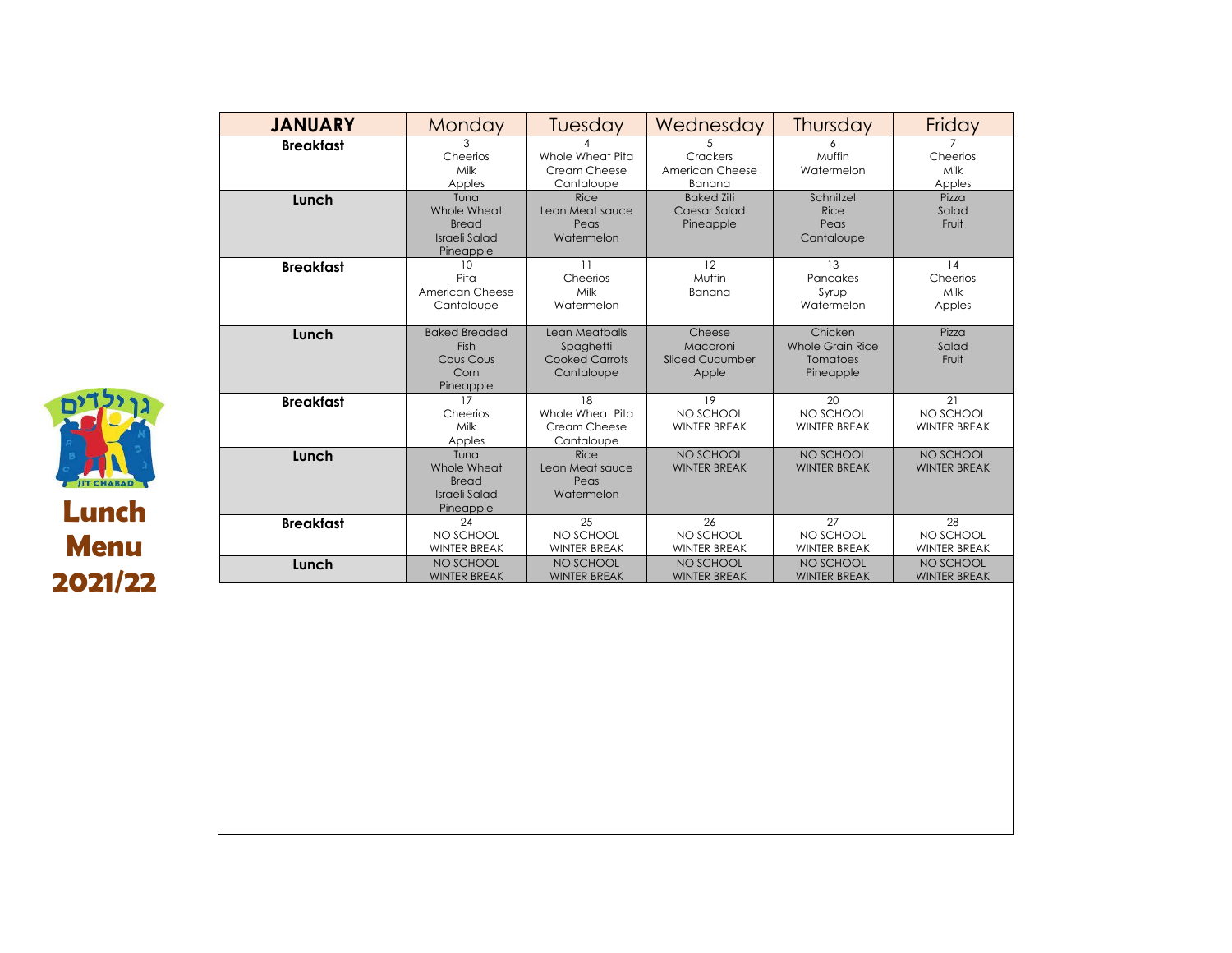**Lunch Menu 2021/22**

| JANUARY | Monday | Tuesday | Wednesday | Thursday | Friday |
|---|---|---|---|---|---|
| **Breakfast** | 3<br>Cheerios<br>Milk<br>Apples | 4<br>Whole Wheat Pita<br>Cream Cheese<br>Cantaloupe | 5<br>Crackers<br>American Cheese<br>Banana | 6<br>Muffin<br>Watermelon | 7<br>Cheerios<br>Milk<br>Apples |
| **Lunch** | Tuna<br>Whole Wheat Bread<br>Israeli Salad<br>Pineapple | Rice<br>Lean Meat sauce<br>Peas<br>Watermelon | Baked Ziti<br>Caesar Salad<br>Pineapple | Schnitzel<br>Rice<br>Peas<br>Cantaloupe | Pizza<br>Salad<br>Fruit |
| **Breakfast** | 10<br>Pita<br>American Cheese<br>Cantaloupe | 11<br>Cheerios<br>Milk<br>Watermelon | 12<br>Muffin<br>Banana | 13<br>Pancakes<br>Syrup<br>Watermelon | 14<br>Cheerios<br>Milk<br>Apples |
| **Lunch** | Baked Breaded Fish<br>Cous Cous<br>Corn<br>Pineapple | Lean Meatballs<br>Spaghetti<br>Cooked Carrots<br>Cantaloupe | Cheese<br>Macaroni<br>Sliced Cucumber<br>Apple | Chicken<br>Whole Grain Rice<br>Tomatoes<br>Pineapple | Pizza<br>Salad<br>Fruit |
| **Breakfast** | 17<br>Cheerios<br>Milk<br>Apples | 18<br>Whole Wheat Pita<br>Cream Cheese<br>Cantaloupe | 19<br>NO SCHOOL<br>WINTER BREAK | 20<br>NO SCHOOL<br>WINTER BREAK | 21<br>NO SCHOOL<br>WINTER BREAK |
| **Lunch** | Tuna<br>Whole Wheat Bread<br>Israeli Salad<br>Pineapple | Rice<br>Lean Meat sauce<br>Peas<br>Watermelon | NO SCHOOL<br>WINTER BREAK | NO SCHOOL<br>WINTER BREAK | NO SCHOOL<br>WINTER BREAK |
| **Breakfast** | 24<br>NO SCHOOL<br>WINTER BREAK | 25<br>NO SCHOOL<br>WINTER BREAK | 26<br>NO SCHOOL<br>WINTER BREAK | 27<br>NO SCHOOL<br>WINTER BREAK | 28<br>NO SCHOOL<br>WINTER BREAK |
| **Lunch** | NO SCHOOL<br>WINTER BREAK | NO SCHOOL<br>WINTER BREAK | NO SCHOOL<br>WINTER BREAK | NO SCHOOL<br>WINTER BREAK | NO SCHOOL<br>WINTER BREAK |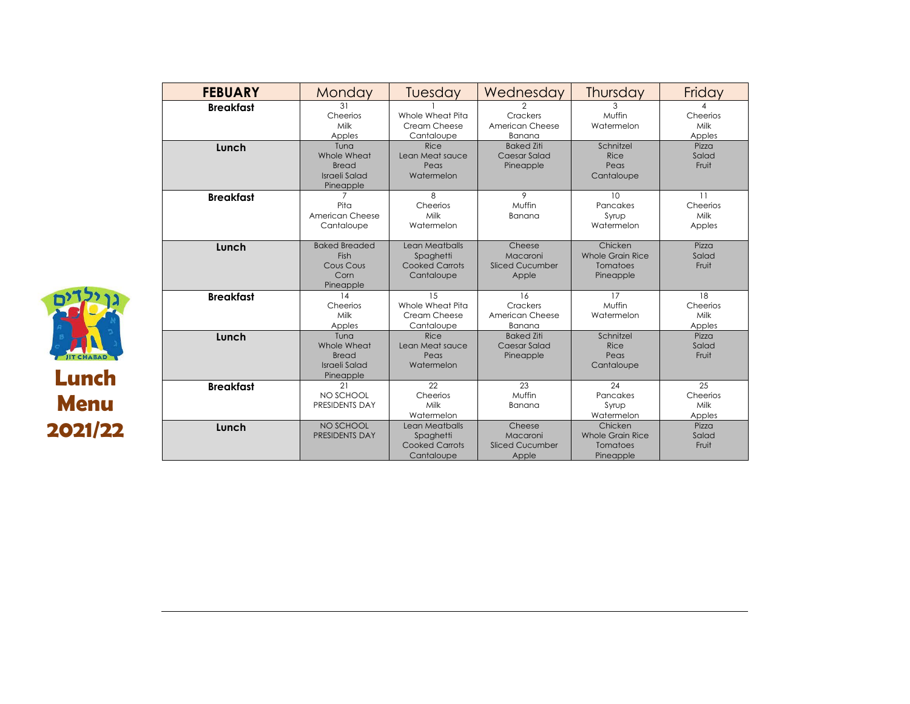| FEBUARY | Monday | Tuesday | Wednesday | Thursday | Friday |
|---|---|---|---|---|---|
| **Breakfast** | 31<br>Cheerios<br>Milk<br>Apples | 1<br>Whole Wheat Pita<br>Cream Cheese<br>Cantaloupe | 2<br>Crackers<br>American Cheese<br>Banana | 3<br>Muffin<br>Watermelon | 4<br>Cheerios<br>Milk<br>Apples |
| **Lunch** | Tuna<br>Whole Wheat<br>Bread<br>Israeli Salad<br>Pineapple | Rice<br>Lean Meat sauce<br>Peas<br>Watermelon | Baked Ziti<br>Caesar Salad<br>Pineapple | Schnitzel<br>Rice<br>Peas<br>Cantaloupe | Pizza<br>Salad<br>Fruit |
| **Breakfast** | 7<br>Pita<br>American Cheese<br>Cantaloupe | 8<br>Cheerios<br>Milk<br>Watermelon | 9<br>Muffin<br>Banana | 10<br>Pancakes<br>Syrup<br>Watermelon | 11<br>Cheerios<br>Milk<br>Apples |
| **Lunch** | Baked Breaded<br>Fish<br>Cous Cous<br>Corn<br>Pineapple | Lean Meatballs<br>Spaghetti<br>Cooked Carrots<br>Cantaloupe | Cheese<br>Macaroni<br>Sliced Cucumber<br>Apple | Chicken<br>Whole Grain Rice<br>Tomatoes<br>Pineapple | Pizza<br>Salad<br>Fruit |
| **Breakfast** | 14<br>Cheerios<br>Milk<br>Apples | 15<br>Whole Wheat Pita<br>Cream Cheese<br>Cantaloupe | 16<br>Crackers<br>American Cheese<br>Banana | 17<br>Muffin<br>Watermelon | 18<br>Cheerios<br>Milk<br>Apples |
| **Lunch** | Tuna<br>Whole Wheat<br>Bread<br>Israeli Salad<br>Pineapple | Rice<br>Lean Meat sauce<br>Peas<br>Watermelon | Baked Ziti<br>Caesar Salad<br>Pineapple | Schnitzel<br>Rice<br>Peas<br>Cantaloupe | Pizza<br>Salad<br>Fruit |
| **Breakfast** | 21<br>NO SCHOOL<br>PRESIDENTS DAY | 22<br>Cheerios<br>Milk<br>Watermelon | 23<br>Muffin<br>Banana | 24<br>Pancakes<br>Syrup<br>Watermelon | 25<br>Cheerios<br>Milk<br>Apples |
| **Lunch** | NO SCHOOL<br>PRESIDENTS DAY | Lean Meatballs<br>Spaghetti<br>Cooked Carrots<br>Cantaloupe | Cheese<br>Macaroni<br>Sliced Cucumber<br>Apple | Chicken<br>Whole Grain Rice<br>Tomatoes<br>Pineapple | Pizza<br>Salad<br>Fruit |

גן ילדים

JIT CHABAD

**Lunch Menu 2021/22**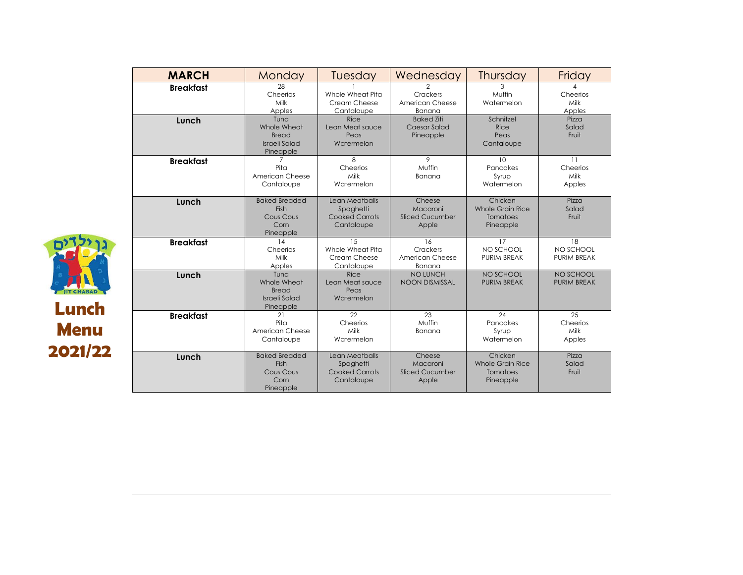**Lunch Menu 2021/22**

| MARCH | Monday | Tuesday | Wednesday | Thursday | Friday |
|---|---|---|---|---|---|
| **Breakfast** | 28<br>Cheerios<br>Milk<br>Apples | 1<br>Whole Wheat Pita<br>Cream Cheese<br>Cantaloupe | 2<br>Crackers<br>American Cheese<br>Banana | 3<br>Muffin<br>Watermelon | 4<br>Cheerios<br>Milk<br>Apples |
| **Lunch** | Tuna<br>Whole Wheat Bread<br>Israeli Salad<br>Pineapple | Rice<br>Lean Meat sauce<br>Peas<br>Watermelon | Baked Ziti<br>Caesar Salad<br>Pineapple | Schnitzel<br>Rice<br>Peas<br>Cantaloupe | Pizza<br>Salad<br>Fruit |
| **Breakfast** | 7<br>Pita<br>American Cheese<br>Cantaloupe | 8<br>Cheerios<br>Milk<br>Watermelon | 9<br>Muffin<br>Banana | 10<br>Pancakes<br>Syrup<br>Watermelon | 11<br>Cheerios<br>Milk<br>Apples |
| **Lunch** | Baked Breaded Fish<br>Cous Cous<br>Corn<br>Pineapple | Lean Meatballs<br>Spaghetti<br>Cooked Carrots<br>Cantaloupe | Cheese<br>Macaroni<br>Sliced Cucumber<br>Apple | Chicken<br>Whole Grain Rice<br>Tomatoes<br>Pineapple | Pizza<br>Salad<br>Fruit |
| **Breakfast** | 14<br>Cheerios<br>Milk<br>Apples | 15<br>Whole Wheat Pita<br>Cream Cheese<br>Cantaloupe | 16<br>Crackers<br>American Cheese<br>Banana | 17<br>NO SCHOOL<br>PURIM BREAK | 18<br>NO SCHOOL<br>PURIM BREAK |
| **Lunch** | Tuna<br>Whole Wheat Bread<br>Israeli Salad<br>Pineapple | Rice<br>Lean Meat sauce<br>Peas<br>Watermelon | NO LUNCH<br>NOON DISMISSAL | NO SCHOOL<br>PURIM BREAK | NO SCHOOL<br>PURIM BREAK |
| **Breakfast** | 21<br>Pita<br>American Cheese<br>Cantaloupe | 22<br>Cheerios<br>Milk<br>Watermelon | 23<br>Muffin<br>Banana | 24<br>Pancakes<br>Syrup<br>Watermelon | 25<br>Cheerios<br>Milk<br>Apples |
| **Lunch** | Baked Breaded Fish<br>Cous Cous<br>Corn<br>Pineapple | Lean Meatballs<br>Spaghetti<br>Cooked Carrots<br>Cantaloupe | Cheese<br>Macaroni<br>Sliced Cucumber<br>Apple | Chicken<br>Whole Grain Rice<br>Tomatoes<br>Pineapple | Pizza<br>Salad<br>Fruit |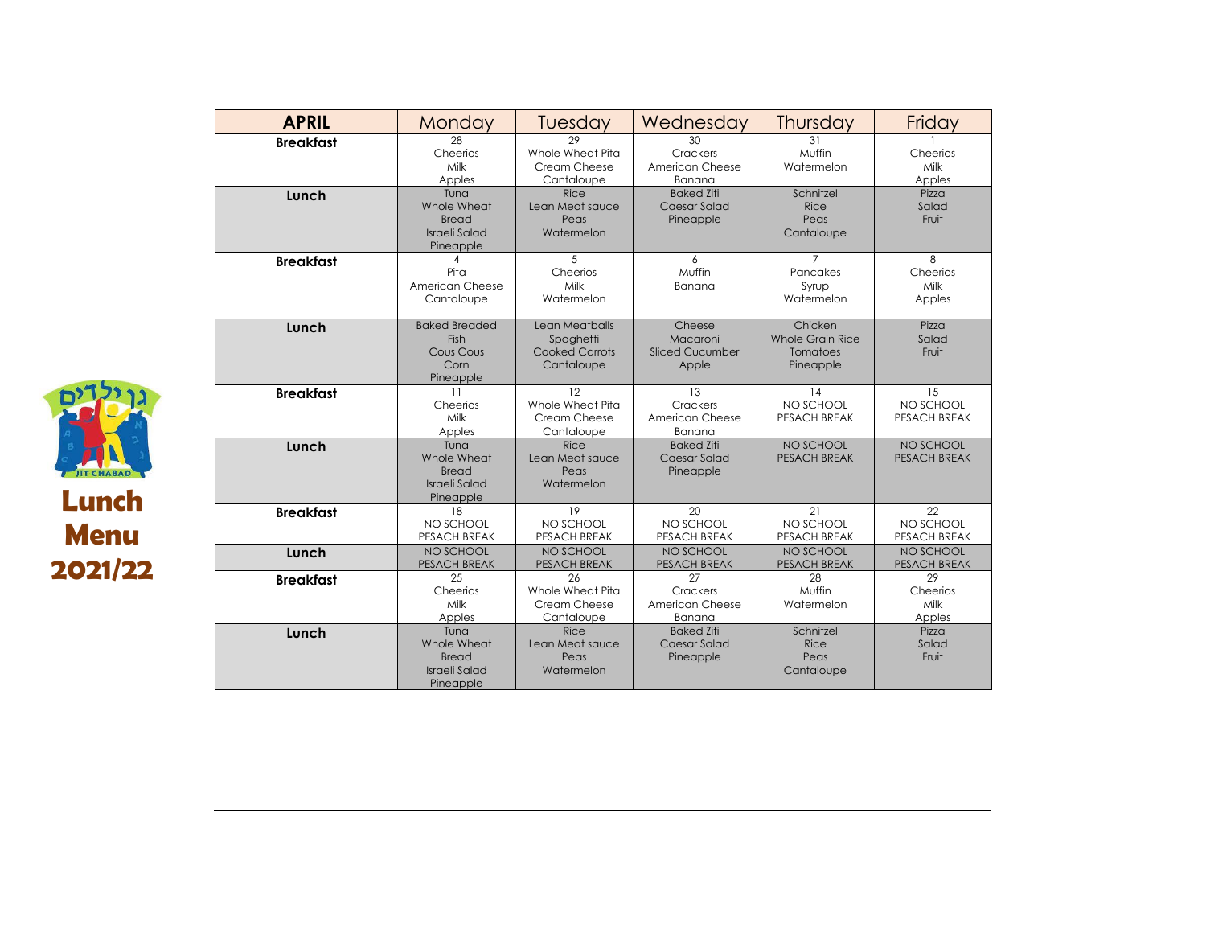# Lunch Menu 2021/22

| APRIL | Monday | Tuesday | Wednesday | Thursday | Friday |
|---|---|---|---|---|---|
| **Breakfast** | 28 Cheerios Milk Apples | 29 Whole Wheat Pita Cream Cheese Cantaloupe | 30 Crackers American Cheese Banana | 31 Muffin Watermelon | 1 Cheerios Milk Apples |
| **Lunch** | Tuna Whole Wheat Bread Israeli Salad Pineapple | Rice Lean Meat sauce Peas Watermelon | Baked Ziti Caesar Salad Pineapple | Schnitzel Rice Peas Cantaloupe | Pizza Salad Fruit |
| **Breakfast** | 4 Pita American Cheese Cantaloupe | 5 Cheerios Milk Watermelon | 6 Muffin Banana | 7 Pancakes Syrup Watermelon | 8 Cheerios Milk Apples |
| **Lunch** | Baked Breaded Fish Cous Cous Corn Pineapple | Lean Meatballs Spaghetti Cooked Carrots Cantaloupe | Cheese Macaroni Sliced Cucumber Apple | Chicken Whole Grain Rice Tomatoes Pineapple | Pizza Salad Fruit |
| **Breakfast** | 11 Cheerios Milk Apples | 12 Whole Wheat Pita Cream Cheese Cantaloupe | 13 Crackers American Cheese Banana | 14 NO SCHOOL PESACH BREAK | 15 NO SCHOOL PESACH BREAK |
| **Lunch** | Tuna Whole Wheat Bread Israeli Salad Pineapple | Rice Lean Meat sauce Peas Watermelon | Baked Ziti Caesar Salad Pineapple | NO SCHOOL PESACH BREAK | NO SCHOOL PESACH BREAK |
| **Breakfast** | 18 NO SCHOOL PESACH BREAK | 19 NO SCHOOL PESACH BREAK | 20 NO SCHOOL PESACH BREAK | 21 NO SCHOOL PESACH BREAK | 22 NO SCHOOL PESACH BREAK |
| **Lunch** | NO SCHOOL PESACH BREAK | NO SCHOOL PESACH BREAK | NO SCHOOL PESACH BREAK | NO SCHOOL PESACH BREAK | NO SCHOOL PESACH BREAK |
| **Breakfast** | 25 Cheerios Milk Apples | 26 Whole Wheat Pita Cream Cheese Cantaloupe | 27 Crackers American Cheese Banana | 28 Muffin Watermelon | 29 Cheerios Milk Apples |
| **Lunch** | Tuna Whole Wheat Bread Israeli Salad Pineapple | Rice Lean Meat sauce Peas Watermelon | Baked Ziti Caesar Salad Pineapple | Schnitzel Rice Peas Cantaloupe | Pizza Salad Fruit |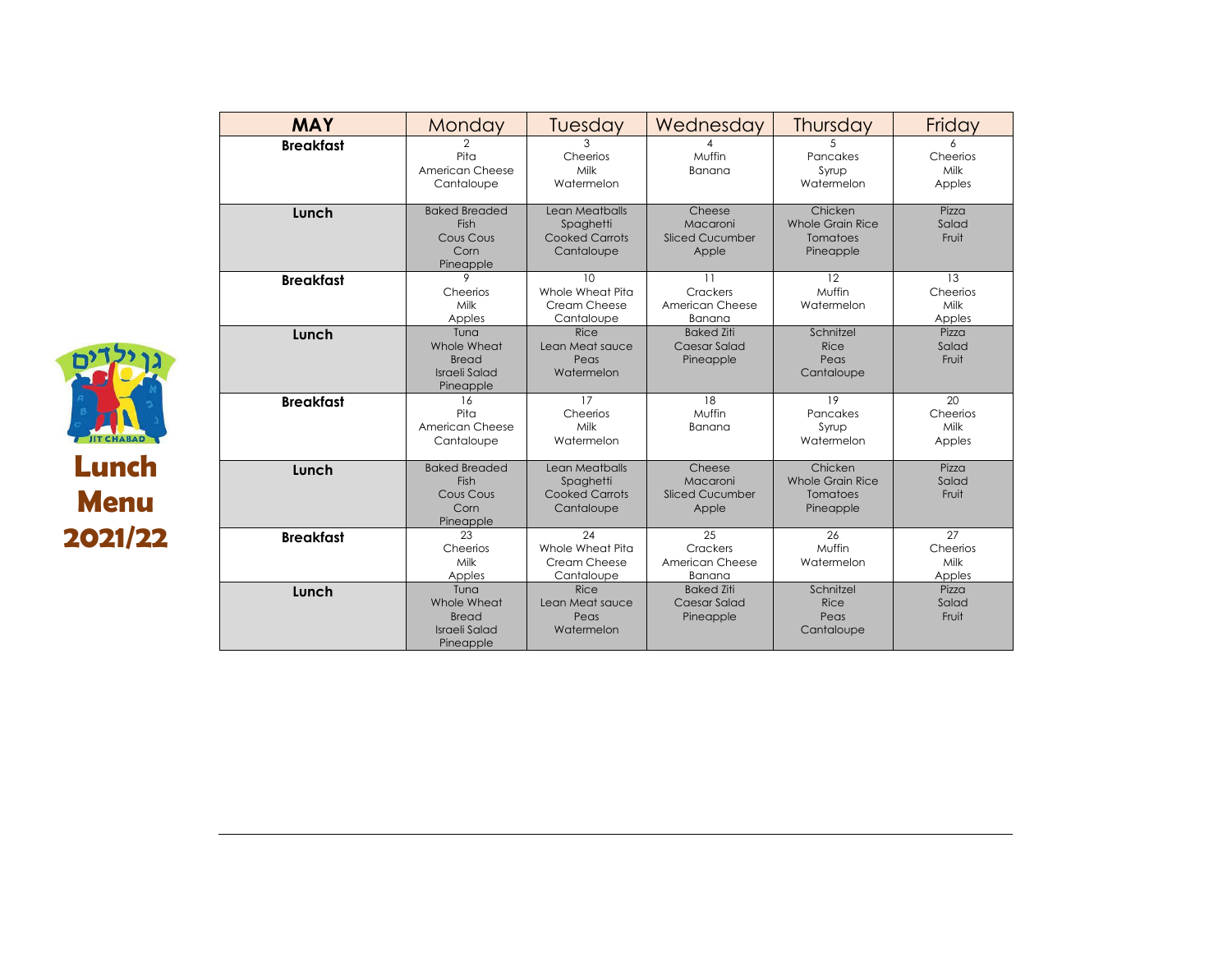גן ילדים
CHABAD

**Lunch Menu 2021/22**

| MAY | Monday | Tuesday | Wednesday | Thursday | Friday |
|---|---|---|---|---|---|
| **Breakfast** | 2<br>Pita<br>American Cheese<br>Cantaloupe | 3<br>Cheerios<br>Milk<br>Watermelon | 4<br>Muffin<br>Banana | 5<br>Pancakes<br>Syrup<br>Watermelon | 6<br>Cheerios<br>Milk<br>Apples |
| **Lunch** | Baked Breaded Fish<br>Cous Cous<br>Corn<br>Pineapple | Lean Meatballs<br>Spaghetti<br>Cooked Carrots<br>Cantaloupe | Cheese<br>Macaroni<br>Sliced Cucumber<br>Apple | Chicken<br>Whole Grain Rice<br>Tomatoes<br>Pineapple | Pizza<br>Salad<br>Fruit |
| **Breakfast** | 9<br>Cheerios<br>Milk<br>Apples | 10<br>Whole Wheat Pita<br>Cream Cheese<br>Cantaloupe | 11<br>Crackers<br>American Cheese<br>Banana | 12<br>Muffin<br>Watermelon | 13<br>Cheerios<br>Milk<br>Apples |
| **Lunch** | Tuna<br>Whole Wheat Bread<br>Israeli Salad<br>Pineapple | Rice<br>Lean Meat sauce<br>Peas<br>Watermelon | Baked Ziti<br>Caesar Salad<br>Pineapple | Schnitzel<br>Rice<br>Peas<br>Cantaloupe | Pizza<br>Salad<br>Fruit |
| **Breakfast** | 16<br>Pita<br>American Cheese<br>Cantaloupe | 17<br>Cheerios<br>Milk<br>Watermelon | 18<br>Muffin<br>Banana | 19<br>Pancakes<br>Syrup<br>Watermelon | 20<br>Cheerios<br>Milk<br>Apples |
| **Lunch** | Baked Breaded Fish<br>Cous Cous<br>Corn<br>Pineapple | Lean Meatballs<br>Spaghetti<br>Cooked Carrots<br>Cantaloupe | Cheese<br>Macaroni<br>Sliced Cucumber<br>Apple | Chicken<br>Whole Grain Rice<br>Tomatoes<br>Pineapple | Pizza<br>Salad<br>Fruit |
| **Breakfast** | 23<br>Cheerios<br>Milk<br>Apples | 24<br>Whole Wheat Pita<br>Cream Cheese<br>Cantaloupe | 25<br>Crackers<br>American Cheese<br>Banana | 26<br>Muffin<br>Watermelon | 27<br>Cheerios<br>Milk<br>Apples |
| **Lunch** | Tuna<br>Whole Wheat Bread<br>Israeli Salad<br>Pineapple | Rice<br>Lean Meat sauce<br>Peas<br>Watermelon | Baked Ziti<br>Caesar Salad<br>Pineapple | Schnitzel<br>Rice<br>Peas<br>Cantaloupe | Pizza<br>Salad<br>Fruit |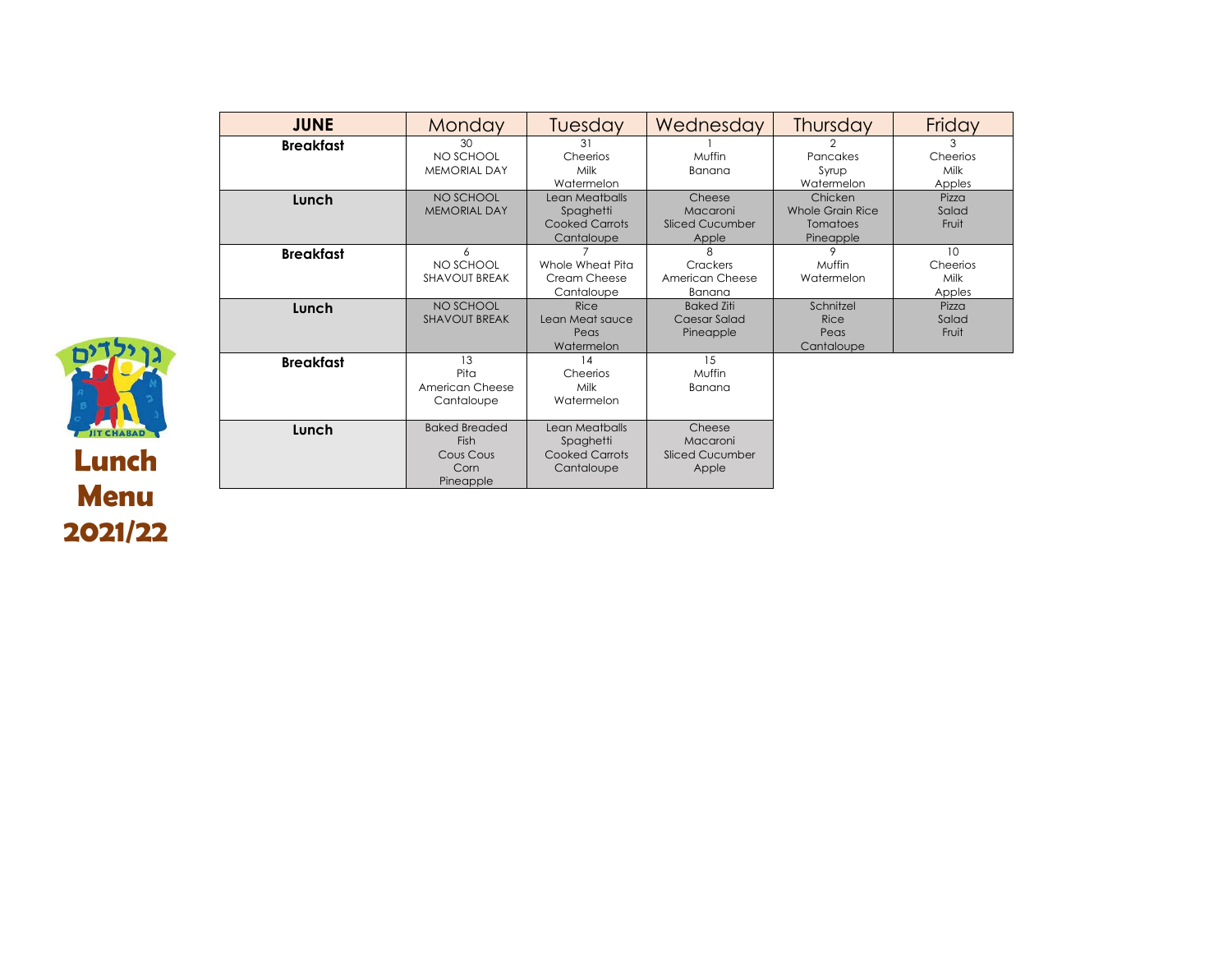| JUNE | Monday | Tuesday | Wednesday | Thursday | Friday |
|---|---|---|---|---|---|
| **Breakfast** | 30<br>NO SCHOOL<br>MEMORIAL DAY | 31<br>Cheerios<br>Milk<br>Watermelon | 1<br>Muffin<br>Banana | 2<br>Pancakes<br>Syrup<br>Watermelon | 3<br>Cheerios<br>Milk<br>Apples |
| **Lunch** | NO SCHOOL<br>MEMORIAL DAY | Lean Meatballs<br>Spaghetti<br>Cooked Carrots<br>Cantaloupe | Cheese<br>Macaroni<br>Sliced Cucumber<br>Apple | Chicken<br>Whole Grain Rice<br>Tomatoes<br>Pineapple | Pizza<br>Salad<br>Fruit |
| **Breakfast** | 6<br>NO SCHOOL<br>SHAVOUT BREAK | 7<br>Whole Wheat Pita<br>Cream Cheese<br>Cantaloupe | 8<br>Crackers<br>American Cheese<br>Banana | 9<br>Muffin<br>Watermelon | 10<br>Cheerios<br>Milk<br>Apples |
| **Lunch** | NO SCHOOL<br>SHAVOUT BREAK | Rice<br>Lean Meat sauce<br>Peas<br>Watermelon | Baked Ziti<br>Caesar Salad<br>Pineapple | Schnitzel<br>Rice<br>Peas<br>Cantaloupe | Pizza<br>Salad<br>Fruit |
| **Breakfast** | 13<br>Pita<br>American Cheese<br>Cantaloupe | 14<br>Cheerios<br>Milk<br>Watermelon | 15<br>Muffin<br>Banana | | |
| **Lunch** | Baked Breaded Fish<br>Cous Cous<br>Corn<br>Pineapple | Lean Meatballs<br>Spaghetti<br>Cooked Carrots<br>Cantaloupe | Cheese<br>Macaroni<br>Sliced Cucumber<br>Apple | | |

גן ילדים

JIT CHABAD

**Lunch Menu 2021/22**